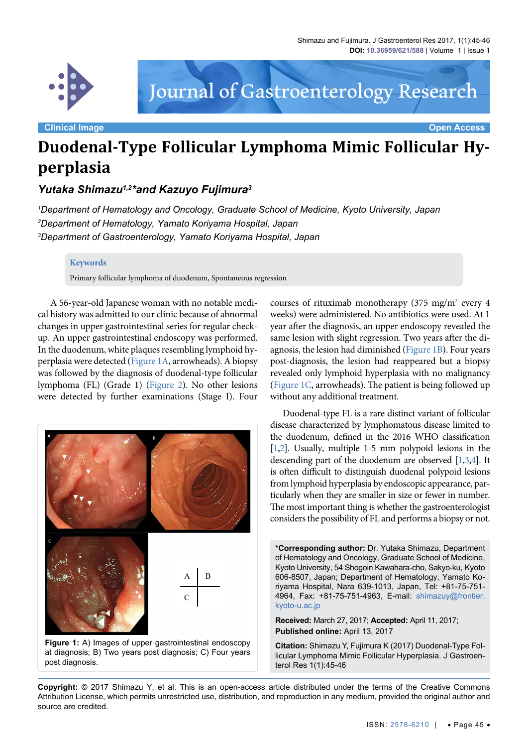Clinical Image | Open Access

# Duodenal-Type Follicular Lymphoma Mimic Follicular Hyperplasia

***Yutaka Shimazu[1,2]*and Kazuyo Fujimura[3]***

*[1]Department of Hematology and Oncology, Graduate School of Medicine, Kyoto University, Japan*
*[2]Department of Hematology, Yamato Koriyama Hospital, Japan*
*[3]Department of Gastroenterology, Yamato Koriyama Hospital, Japan*

**Keywords**

Primary follicular lymphoma of duodenum, Spontaneous regression

A 56-year-old Japanese woman with no notable medical history was admitted to our clinic because of abnormal changes in upper gastrointestinal series for regular check-up. An upper gastrointestinal endoscopy was performed. In the duodenum, white plaques resembling lymphoid hyperplasia were detected (Figure 1A, arrowheads). A biopsy was followed by the diagnosis of duodenal-type follicular lymphoma (FL) (Grade 1) (Figure 2). No other lesions were detected by further examinations (Stage I). Four courses of rituximab monotherapy (375 mg/m$^2$ every 4 weeks) were administered. No antibiotics were used. At 1 year after the diagnosis, an upper endoscopy revealed the same lesion with slight regression. Two years after the diagnosis, the lesion had diminished (Figure 1B). Four years post-diagnosis, the lesion had reappeared but a biopsy revealed only lymphoid hyperplasia with no malignancy (Figure 1C, arrowheads). The patient is being followed up without any additional treatment.

**Figure 1:** A) Images of upper gastrointestinal endoscopy at diagnosis; B) Two years post diagnosis; C) Four years post diagnosis.

Duodenal-type FL is a rare distinct variant of follicular disease characterized by lymphomatous disease limited to the duodenum, defined in the 2016 WHO classification [1,2]. Usually, multiple 1-5 mm polypoid lesions in the descending part of the duodenum are observed [1,3,4]. It is often difficult to distinguish duodenal polypoid lesions from lymphoid hyperplasia by endoscopic appearance, particularly when they are smaller in size or fewer in number. The most important thing is whether the gastroenterologist considers the possibility of FL and performs a biopsy or not.

**\*Corresponding author:** Dr. Yutaka Shimazu, Department of Hematology and Oncology, Graduate School of Medicine, Kyoto University, 54 Shogoin Kawahara-cho, Sakyo-ku, Kyoto 606-8507, Japan; Department of Hematology, Yamato Koriyama Hospital, Nara 639-1013, Japan, Tel: +81-75-751-4964, Fax: +81-75-751-4963, E-mail: shimazuy@frontier.kyoto-u.ac.jp

**Received:** March 27, 2017; **Accepted:** April 11, 2017; **Published online:** April 13, 2017

**Citation:** Shimazu Y, Fujimura K (2017) Duodenal-Type Follicular Lymphoma Mimic Follicular Hyperplasia. J Gastroenterol Res 1(1):45-46

**Copyright:** © 2017 Shimazu Y, et al. This is an open-access article distributed under the terms of the Creative Commons Attribution License, which permits unrestricted use, distribution, and reproduction in any medium, provided the original author and source are credited.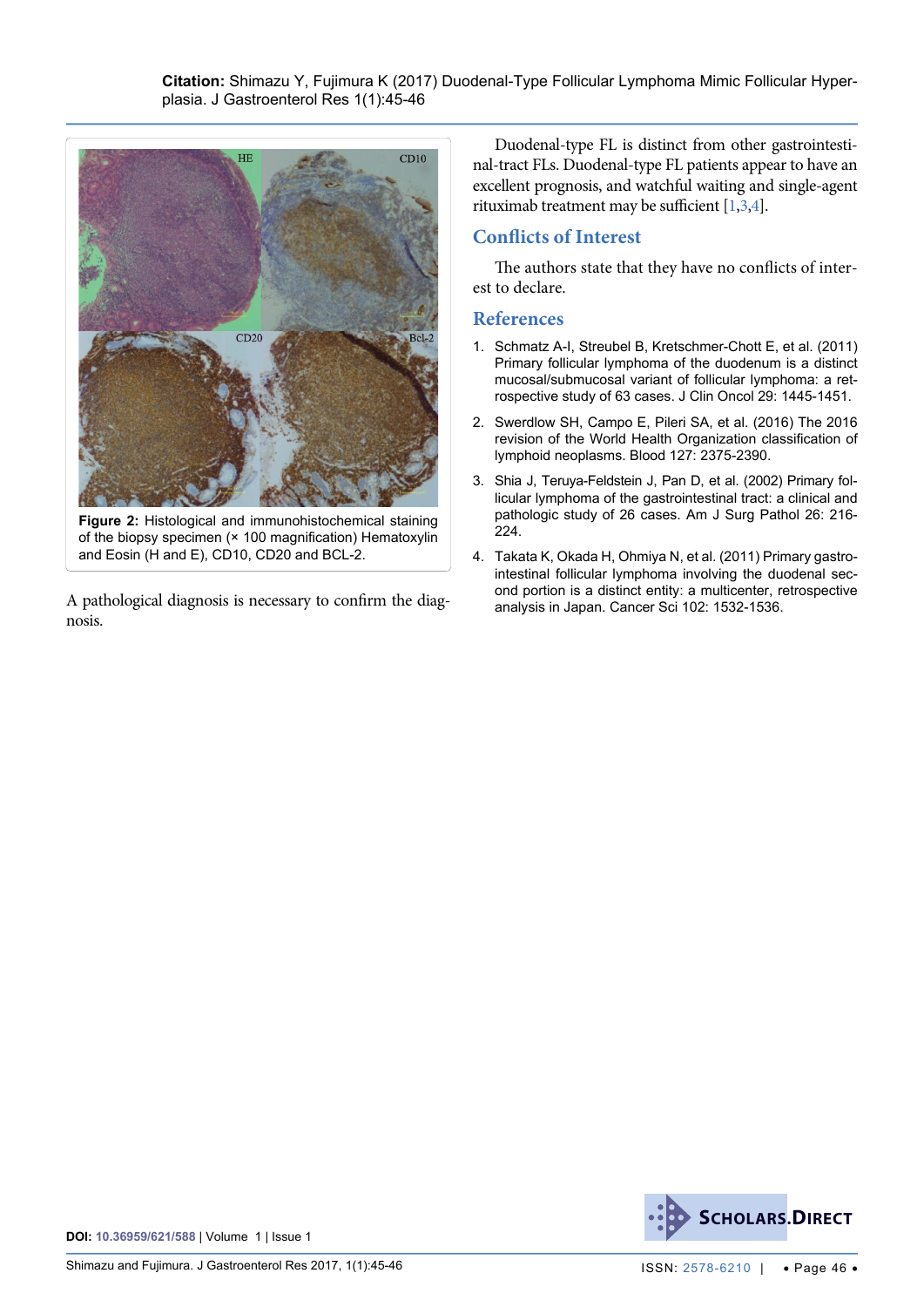Figure 2: Histological and immunohistochemical staining of the biopsy specimen (× 100 magnification) Hematoxylin and Eosin (H and E), CD10, CD20 and BCL-2.

A pathological diagnosis is necessary to confirm the diagnosis.

Duodenal-type FL is distinct from other gastrointestinal-tract FLs. Duodenal-type FL patients appear to have an excellent prognosis, and watchful waiting and single-agent rituximab treatment may be sufficient [1,3,4].

## Conflicts of Interest

The authors state that they have no conflicts of interest to declare.

## References

1. Schmatz A-I, Streubel B, Kretschmer-Chott E, et al. (2011) Primary follicular lymphoma of the duodenum is a distinct mucosal/submucosal variant of follicular lymphoma: a retrospective study of 63 cases. J Clin Oncol 29: 1445-1451.
2. Swerdlow SH, Campo E, Pileri SA, et al. (2016) The 2016 revision of the World Health Organization classification of lymphoid neoplasms. Blood 127: 2375-2390.
3. Shia J, Teruya-Feldstein J, Pan D, et al. (2002) Primary follicular lymphoma of the gastrointestinal tract: a clinical and pathologic study of 26 cases. Am J Surg Pathol 26: 216-224.
4. Takata K, Okada H, Ohmiya N, et al. (2011) Primary gastrointestinal follicular lymphoma involving the duodenal second portion is a distinct entity: a multicenter, retrospective analysis in Japan. Cancer Sci 102: 1532-1536.